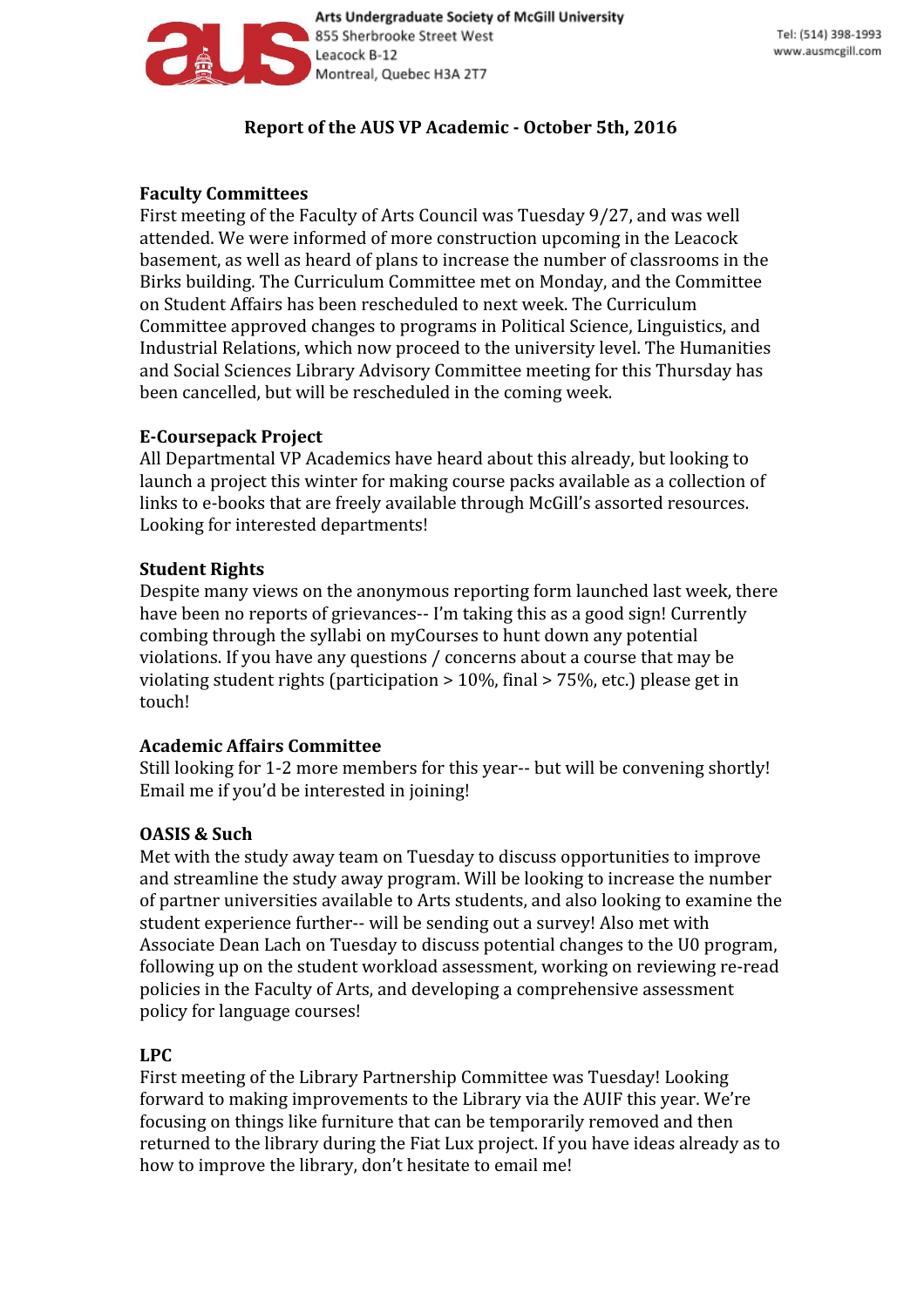Arts Undergraduate Society of McGill University
855 Sherbrooke Street West
Leacock B-12
Montreal, Quebec H3A 2T7

Tel: (514) 398-1993
www.ausmcgill.com

# Report of the AUS VP Academic - October 5th, 2016

## Faculty Committees

First meeting of the Faculty of Arts Council was Tuesday 9/27, and was well attended. We were informed of more construction upcoming in the Leacock basement, as well as heard of plans to increase the number of classrooms in the Birks building. The Curriculum Committee met on Monday, and the Committee on Student Affairs has been rescheduled to next week. The Curriculum Committee approved changes to programs in Political Science, Linguistics, and Industrial Relations, which now proceed to the university level. The Humanities and Social Sciences Library Advisory Committee meeting for this Thursday has been cancelled, but will be rescheduled in the coming week.

## E-Coursepack Project

All Departmental VP Academics have heard about this already, but looking to launch a project this winter for making course packs available as a collection of links to e-books that are freely available through McGill's assorted resources. Looking for interested departments!

## Student Rights

Despite many views on the anonymous reporting form launched last week, there have been no reports of grievances-- I'm taking this as a good sign! Currently combing through the syllabi on myCourses to hunt down any potential violations. If you have any questions / concerns about a course that may be violating student rights (participation > 10%, final > 75%, etc.) please get in touch!

## Academic Affairs Committee

Still looking for 1-2 more members for this year-- but will be convening shortly! Email me if you'd be interested in joining!

## OASIS & Such

Met with the study away team on Tuesday to discuss opportunities to improve and streamline the study away program. Will be looking to increase the number of partner universities available to Arts students, and also looking to examine the student experience further-- will be sending out a survey! Also met with Associate Dean Lach on Tuesday to discuss potential changes to the U0 program, following up on the student workload assessment, working on reviewing re-read policies in the Faculty of Arts, and developing a comprehensive assessment policy for language courses!

## LPC

First meeting of the Library Partnership Committee was Tuesday! Looking forward to making improvements to the Library via the AUIF this year. We're focusing on things like furniture that can be temporarily removed and then returned to the library during the Fiat Lux project. If you have ideas already as to how to improve the library, don't hesitate to email me!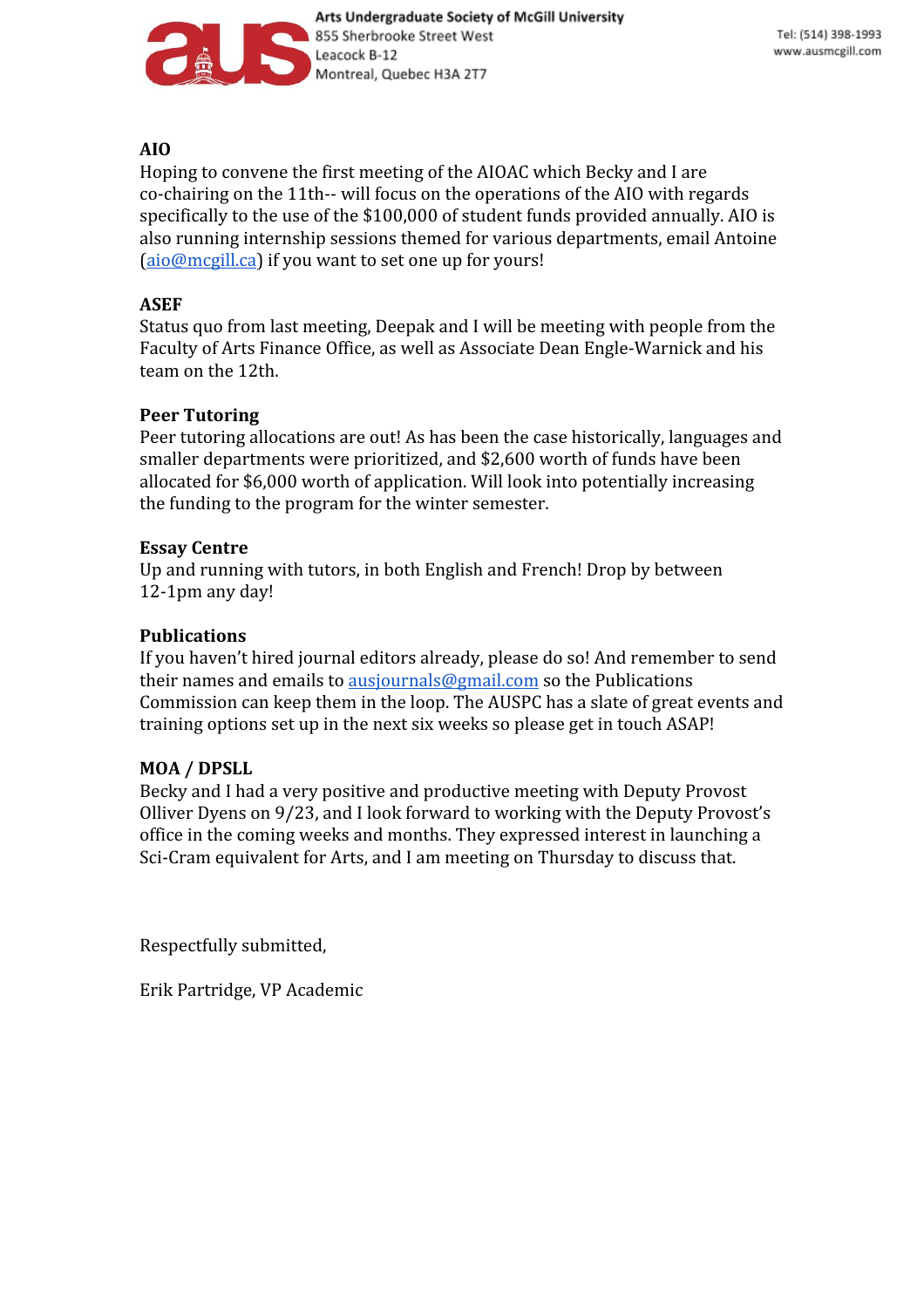**AIO**

Hoping to convene the first meeting of the AIOAC which Becky and I are co-chairing on the 11th-- will focus on the operations of the AIO with regards specifically to the use of the $100,000 of student funds provided annually. AIO is also running internship sessions themed for various departments, email Antoine (aio@mcgill.ca) if you want to set one up for yours!

**ASEF**

Status quo from last meeting, Deepak and I will be meeting with people from the Faculty of Arts Finance Office, as well as Associate Dean Engle-Warnick and his team on the 12th.

**Peer Tutoring**

Peer tutoring allocations are out! As has been the case historically, languages and smaller departments were prioritized, and $2,600 worth of funds have been allocated for $6,000 worth of application. Will look into potentially increasing the funding to the program for the winter semester.

**Essay Centre**

Up and running with tutors, in both English and French! Drop by between 12-1pm any day!

**Publications**

If you haven't hired journal editors already, please do so! And remember to send their names and emails to ausjournals@gmail.com so the Publications Commission can keep them in the loop. The AUSPC has a slate of great events and training options set up in the next six weeks so please get in touch ASAP!

**MOA / DPSLL**

Becky and I had a very positive and productive meeting with Deputy Provost Olliver Dyens on 9/23, and I look forward to working with the Deputy Provost's office in the coming weeks and months. They expressed interest in launching a Sci-Cram equivalent for Arts, and I am meeting on Thursday to discuss that.

Respectfully submitted,

Erik Partridge, VP Academic